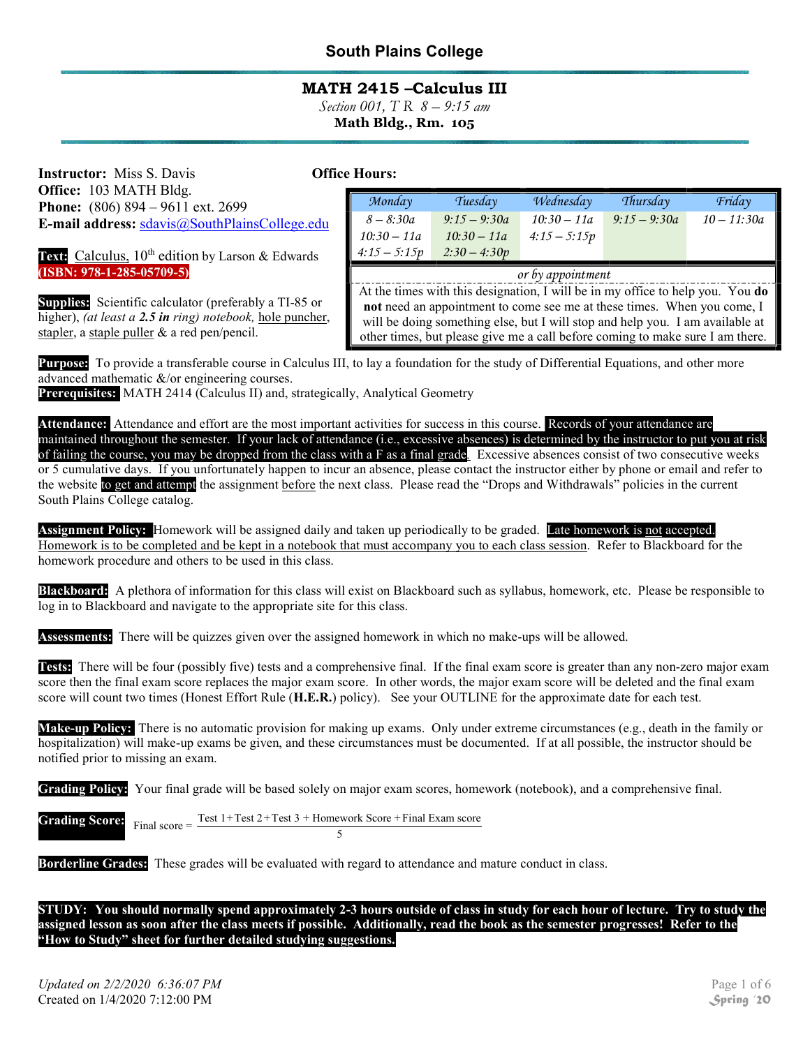# South Plains College

## MATH 2415 –Calculus III

*Section 001, T R 8 – 9:15 am*

**Math Bldg., Rm. 105**

**Instructor:** Miss S. Davis
**Office:** 103 MATH Bldg.
**Phone:** (806) 894 – 9611 ext. 2699
**E-mail address:** sdavis@SouthPlainsCollege.edu

**Text:** Calculus, 10th edition by Larson & Edwards **(ISBN: 978-1-285-05709-5)**

**Supplies:** Scientific calculator (preferably a TI-85 or higher), *(at least a **2.5 in** ring)* notebook, hole puncher, stapler, a staple puller & a red pen/pencil.

**Office Hours:**

| Monday | Tuesday | Wednesday | Thursday | Friday |
|---|---|---|---|---|
| 8 – 8:30a | 9:15 – 9:30a | 10:30 – 11a | 9:15 – 9:30a | 10 – 11:30a |
| 10:30 – 11a | 10:30 – 11a | 4:15 – 5:15p | | |
| 4:15 – 5:15p | 2:30 – 4:30p | | | |

*or by appointment*

At the times with this designation, I will be in my office to help you. You **do not** need an appointment to come see me at these times. When you come, I will be doing something else, but I will stop and help you. I am available at other times, but please give me a call before coming to make sure I am there.

**Purpose:** To provide a transferable course in Calculus III, to lay a foundation for the study of Differential Equations, and other more advanced mathematic &/or engineering courses.
**Prerequisites:** MATH 2414 (Calculus II) and, strategically, Analytical Geometry

**Attendance:** Attendance and effort are the most important activities for success in this course. **Records of your attendance are maintained throughout the semester. If your lack of attendance (i.e., excessive absences) is determined by the instructor to put you at risk of failing the course, you may be dropped from the class with a F as a final grade.** Excessive absences consist of two consecutive weeks or 5 cumulative days. If you unfortunately happen to incur an absence, please contact the instructor either by phone or email and refer to the website **to get and attempt** the assignment before the next class. Please read the "Drops and Withdrawals" policies in the current South Plains College catalog.

**Assignment Policy:** Homework will be assigned daily and taken up periodically to be graded. **Late homework is not accepted.** Homework is to be completed and be kept in a notebook that must accompany you to each class session. Refer to Blackboard for the homework procedure and others to be used in this class.

**Blackboard:** A plethora of information for this class will exist on Blackboard such as syllabus, homework, etc. Please be responsible to log in to Blackboard and navigate to the appropriate site for this class.

**Assessments:** There will be quizzes given over the assigned homework in which no make-ups will be allowed.

**Tests:** There will be four (possibly five) tests and a comprehensive final. If the final exam score is greater than any non-zero major exam score then the final exam score replaces the major exam score. In other words, the major exam score will be deleted and the final exam score will count two times (Honest Effort Rule (**H.E.R.**) policy). See your OUTLINE for the approximate date for each test.

**Make-up Policy:** There is no automatic provision for making up exams. Only under extreme circumstances (e.g., death in the family or hospitalization) will make-up exams be given, and these circumstances must be documented. If at all possible, the instructor should be notified prior to missing an exam.

**Grading Policy:** Your final grade will be based solely on major exam scores, homework (notebook), and a comprehensive final.

**Grading Score:**

$$\text{Final score} = \frac{\text{Test 1} + \text{Test 2} + \text{Test 3} + \text{Homework Score} + \text{Final Exam score}}{5}$$

**Borderline Grades:** These grades will be evaluated with regard to attendance and mature conduct in class.

**STUDY: You should normally spend approximately 2-3 hours outside of class in study for each hour of lecture. Try to study the assigned lesson as soon after the class meets if possible. Additionally, read the book as the semester progresses! Refer to the "How to Study" sheet for further detailed studying suggestions.**

*Updated on 2/2/2020 6:36:07 PM*
Created on 1/4/2020 7:12:00 PM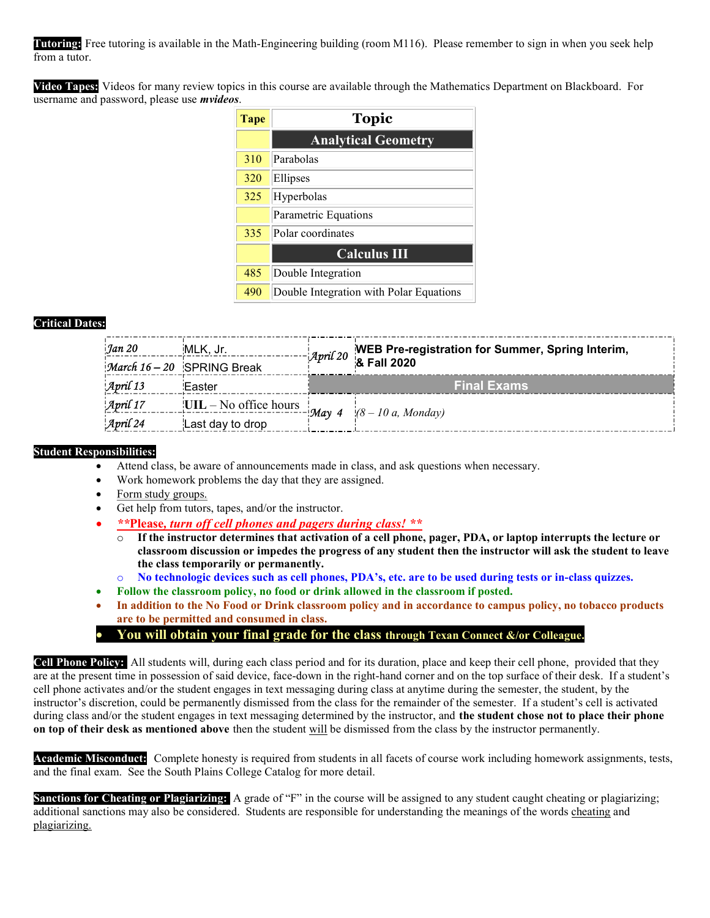**Tutoring:** Free tutoring is available in the Math-Engineering building (room M116). Please remember to sign in when you seek help from a tutor.

**Video Tapes:** Videos for many review topics in this course are available through the Mathematics Department on Blackboard. For username and password, please use ***mvideos***.

| Tape | Topic |
|---|---|
| | **Analytical Geometry** |
| 310 | Parabolas |
| 320 | Ellipses |
| 325 | Hyperbolas |
| | Parametric Equations |
| 335 | Polar coordinates |
| | **Calculus III** |
| 485 | Double Integration |
| 490 | Double Integration with Polar Equations |

**Critical Dates:**

| | | | |
|---|---|---|---|
| *Jan 20* | MLK, Jr. | *April 20* | **WEB Pre-registration for Summer, Spring Interim, & Fall 2020** |
| *March 16 – 20* | SPRING Break | | |
| *April 13* | Easter | | **Final Exams** |
| *April 17* | **UIL** – No office hours | *May 4* | *(8 – 10 a, Monday)* |
| *April 24* | Last day to drop | | |

**Student Responsibilities:**

- Attend class, be aware of announcements made in class, and ask questions when necessary.
- Work homework problems the day that they are assigned.
- Form study groups.
- Get help from tutors, tapes, and/or the instructor.
- ***\*\*Please, turn off cell phones and pagers during class! \*\****
  - **If the instructor determines that activation of a cell phone, pager, PDA, or laptop interrupts the lecture or classroom discussion or impedes the progress of any student then the instructor will ask the student to leave the class temporarily or permanently.**
  - **No technologic devices such as cell phones, PDA's, etc. are to be used during tests or in-class quizzes.**
- **Follow the classroom policy, no food or drink allowed in the classroom if posted.**
- **In addition to the No Food or Drink classroom policy and in accordance to campus policy, no tobacco products are to be permitted and consumed in class.**
- **You will obtain your final grade for the class through Texan Connect &/or Colleague.**

**Cell Phone Policy:** All students will, during each class period and for its duration, place and keep their cell phone, provided that they are at the present time in possession of said device, face-down in the right-hand corner and on the top surface of their desk. If a student's cell phone activates and/or the student engages in text messaging during class at anytime during the semester, the student, by the instructor's discretion, could be permanently dismissed from the class for the remainder of the semester. If a student's cell is activated during class and/or the student engages in text messaging determined by the instructor, and **the student chose not to place their phone on top of their desk as mentioned above** then the student will be dismissed from the class by the instructor permanently.

**Academic Misconduct:** Complete honesty is required from students in all facets of course work including homework assignments, tests, and the final exam. See the South Plains College Catalog for more detail.

**Sanctions for Cheating or Plagiarizing:** A grade of "F" in the course will be assigned to any student caught cheating or plagiarizing; additional sanctions may also be considered. Students are responsible for understanding the meanings of the words cheating and plagiarizing.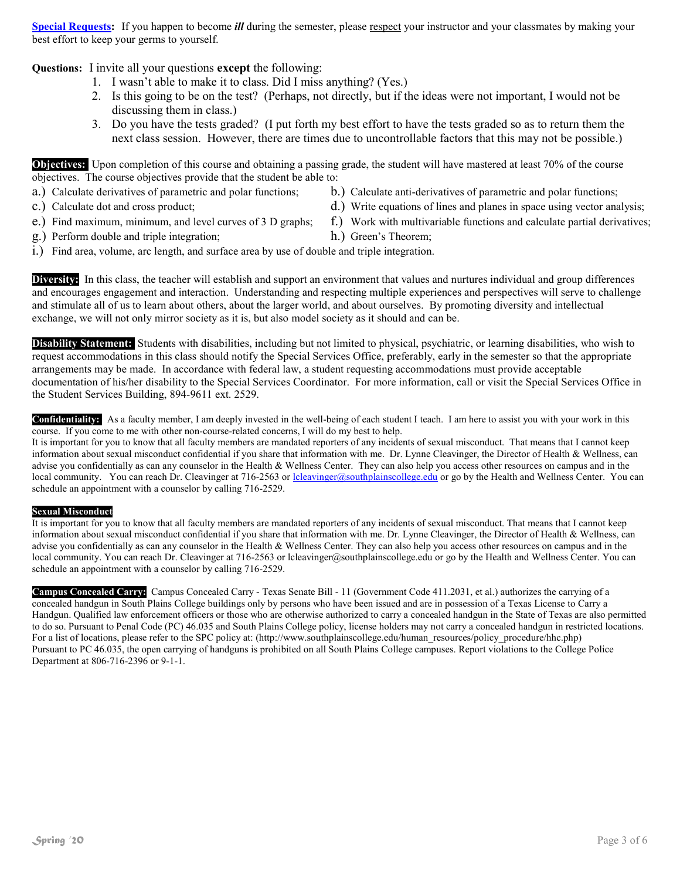**Special Requests**: If you happen to become ***ill*** during the semester, please respect your instructor and your classmates by making your best effort to keep your germs to yourself.

**Questions:** I invite all your questions **except** the following:

1. I wasn't able to make it to class. Did I miss anything? (Yes.)
2. Is this going to be on the test? (Perhaps, not directly, but if the ideas were not important, I would not be discussing them in class.)
3. Do you have the tests graded? (I put forth my best effort to have the tests graded so as to return them the next class session. However, there are times due to uncontrollable factors that this may not be possible.)

**Objectives:** Upon completion of this course and obtaining a passing grade, the student will have mastered at least 70% of the course objectives. The course objectives provide that the student be able to:

a.) Calculate derivatives of parametric and polar functions;
b.) Calculate anti-derivatives of parametric and polar functions;
c.) Calculate dot and cross product;
d.) Write equations of lines and planes in space using vector analysis;
e.) Find maximum, minimum, and level curves of 3 D graphs;
f.) Work with multivariable functions and calculate partial derivatives;
g.) Perform double and triple integration;
h.) Green's Theorem;
i.) Find area, volume, arc length, and surface area by use of double and triple integration.

**Diversity:** In this class, the teacher will establish and support an environment that values and nurtures individual and group differences and encourages engagement and interaction. Understanding and respecting multiple experiences and perspectives will serve to challenge and stimulate all of us to learn about others, about the larger world, and about ourselves. By promoting diversity and intellectual exchange, we will not only mirror society as it is, but also model society as it should and can be.

**Disability Statement:** Students with disabilities, including but not limited to physical, psychiatric, or learning disabilities, who wish to request accommodations in this class should notify the Special Services Office, preferably, early in the semester so that the appropriate arrangements may be made. In accordance with federal law, a student requesting accommodations must provide acceptable documentation of his/her disability to the Special Services Coordinator. For more information, call or visit the Special Services Office in the Student Services Building, 894-9611 ext. 2529.

**Confidentiality:** As a faculty member, I am deeply invested in the well-being of each student I teach. I am here to assist you with your work in this course. If you come to me with other non-course-related concerns, I will do my best to help.
It is important for you to know that all faculty members are mandated reporters of any incidents of sexual misconduct. That means that I cannot keep information about sexual misconduct confidential if you share that information with me. Dr. Lynne Cleavinger, the Director of Health & Wellness, can advise you confidentially as can any counselor in the Health & Wellness Center. They can also help you access other resources on campus and in the local community. You can reach Dr. Cleavinger at 716-2563 or lcleavinger@southplainscollege.edu or go by the Health and Wellness Center. You can schedule an appointment with a counselor by calling 716-2529.

**Sexual Misconduct**

It is important for you to know that all faculty members are mandated reporters of any incidents of sexual misconduct. That means that I cannot keep information about sexual misconduct confidential if you share that information with me. Dr. Lynne Cleavinger, the Director of Health & Wellness, can advise you confidentially as can any counselor in the Health & Wellness Center. They can also help you access other resources on campus and in the local community. You can reach Dr. Cleavinger at 716-2563 or lcleavinger@southplainscollege.edu or go by the Health and Wellness Center. You can schedule an appointment with a counselor by calling 716-2529.

**Campus Concealed Carry:** Campus Concealed Carry - Texas Senate Bill - 11 (Government Code 411.2031, et al.) authorizes the carrying of a concealed handgun in South Plains College buildings only by persons who have been issued and are in possession of a Texas License to Carry a Handgun. Qualified law enforcement officers or those who are otherwise authorized to carry a concealed handgun in the State of Texas are also permitted to do so. Pursuant to Penal Code (PC) 46.035 and South Plains College policy, license holders may not carry a concealed handgun in restricted locations. For a list of locations, please refer to the SPC policy at: (http://www.southplainscollege.edu/human_resources/policy_procedure/hhc.php)
Pursuant to PC 46.035, the open carrying of handguns is prohibited on all South Plains College campuses. Report violations to the College Police Department at 806-716-2396 or 9-1-1.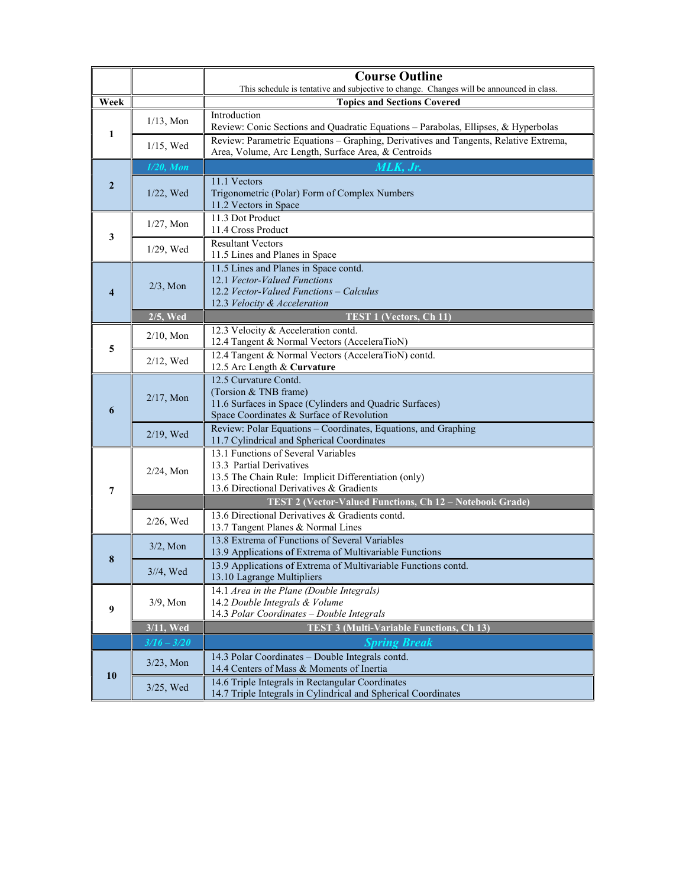# Course Outline

This schedule is tentative and subjective to change. Changes will be announced in class.

| Week | | Topics and Sections Covered |
|---|---|---|
| 1 | 1/13, Mon | Introduction<br>Review: Conic Sections and Quadratic Equations – Parabolas, Ellipses, & Hyperbolas |
| | 1/15, Wed | Review: Parametric Equations – Graphing, Derivatives and Tangents, Relative Extrema, Area, Volume, Arc Length, Surface Area, & Centroids |
| 2 | *1/20, Mon* | ***MLK, Jr.*** |
| | 1/22, Wed | 11.1 Vectors<br>Trigonometric (Polar) Form of Complex Numbers<br>11.2 Vectors in Space |
| 3 | 1/27, Mon | 11.3 Dot Product<br>11.4 Cross Product |
| | 1/29, Wed | Resultant Vectors<br>11.5 Lines and Planes in Space |
| 4 | 2/3, Mon | 11.5 Lines and Planes in Space contd.<br>12.1 *Vector-Valued Functions*<br>12.2 *Vector-Valued Functions – Calculus*<br>12.3 *Velocity & Acceleration* |
| | **2/5, Wed** | **TEST 1 (Vectors, Ch 11)** |
| 5 | 2/10, Mon | 12.3 Velocity & Acceleration contd.<br>12.4 Tangent & Normal Vectors (AcceleraTioN) |
| | 2/12, Wed | 12.4 Tangent & Normal Vectors (AcceleraTioN) contd.<br>12.5 Arc Length & **Curvature** |
| 6 | 2/17, Mon | 12.5 Curvature Contd.<br>(Torsion & TNB frame)<br>11.6 Surfaces in Space (Cylinders and Quadric Surfaces)<br>Space Coordinates & Surface of Revolution |
| | 2/19, Wed | Review: Polar Equations – Coordinates, Equations, and Graphing<br>11.7 Cylindrical and Spherical Coordinates |
| 7 | 2/24, Mon | 13.1 Functions of Several Variables<br>13.3 Partial Derivatives<br>13.5 The Chain Rule: Implicit Differentiation (only)<br>13.6 Directional Derivatives & Gradients |
| | | **TEST 2 (Vector-Valued Functions, Ch 12 – Notebook Grade)** |
| | 2/26, Wed | 13.6 Directional Derivatives & Gradients contd.<br>13.7 Tangent Planes & Normal Lines |
| 8 | 3/2, Mon | 13.8 Extrema of Functions of Several Variables<br>13.9 Applications of Extrema of Multivariable Functions |
| | 3//4, Wed | 13.9 Applications of Extrema of Multivariable Functions contd.<br>13.10 Lagrange Multipliers |
| 9 | 3/9, Mon | 14.1 *Area in the Plane (Double Integrals)*<br>14.2 *Double Integrals & Volume*<br>14.3 *Polar Coordinates – Double Integrals* |
| | **3/11, Wed** | **TEST 3 (Multi-Variable Functions, Ch 13)** |
| | ***3/16 – 3/20*** | ***Spring Break*** |
| 10 | 3/23, Mon | 14.3 Polar Coordinates – Double Integrals contd.<br>14.4 Centers of Mass & Moments of Inertia |
| | 3/25, Wed | 14.6 Triple Integrals in Rectangular Coordinates<br>14.7 Triple Integrals in Cylindrical and Spherical Coordinates |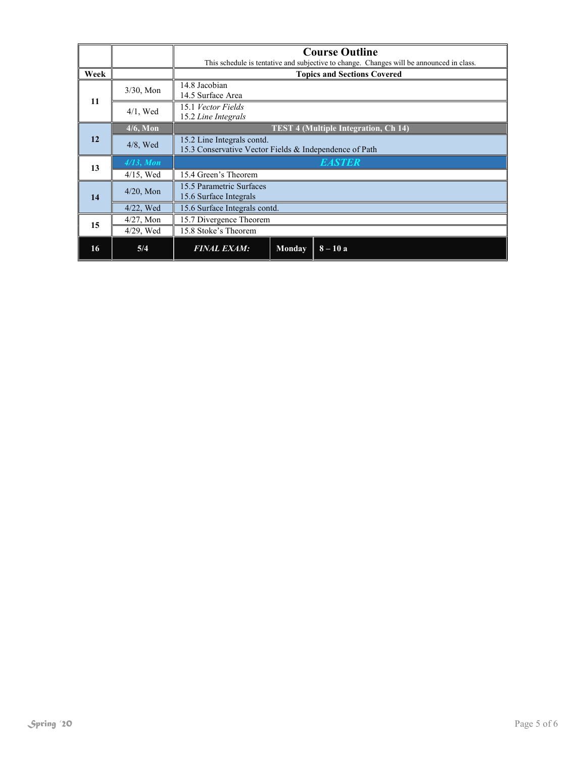| | | **Course Outline** This schedule is tentative and subjective to change. Changes will be announced in class. | | |
|---|---|---|---|---|
| **Week** | | **Topics and Sections Covered** | | |
| **11** | 3/30, Mon | 14.8 Jacobian<br>14.5 Surface Area | | |
| | 4/1, Wed | 15.1 *Vector Fields*<br>15.2 *Line Integrals* | | |
| **12** | **4/6, Mon** | **TEST 4 (Multiple Integration, Ch 14)** | | |
| | 4/8, Wed | 15.2 Line Integrals contd.<br>15.3 Conservative Vector Fields & Independence of Path | | |
| **13** | ***4/13, Mon*** | ***EASTER*** | | |
| | 4/15, Wed | 15.4 Green's Theorem | | |
| **14** | 4/20, Mon | 15.5 Parametric Surfaces<br>15.6 Surface Integrals | | |
| | 4/22, Wed | 15.6 Surface Integrals contd. | | |
| **15** | 4/27, Mon | 15.7 Divergence Theorem | | |
| | 4/29, Wed | 15.8 Stoke's Theorem | | |
| **16** | **5/4** | ***FINAL EXAM:*** | **Monday** | **8 – 10 a** |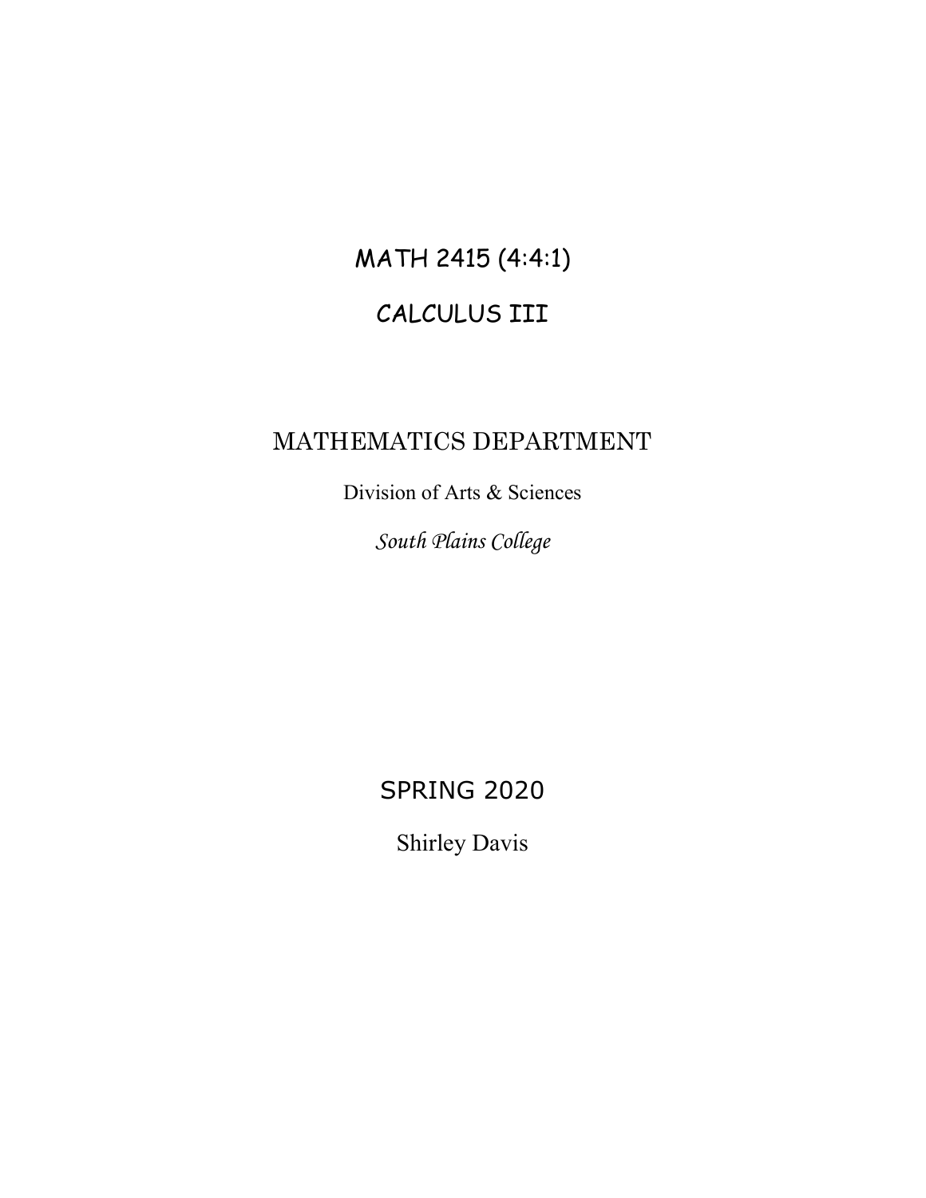# MATH 2415 (4:4:1)

# CALCULUS III

## MATHEMATICS DEPARTMENT

Division of Arts & Sciences

*South Plains College*

## SPRING 2020

Shirley Davis